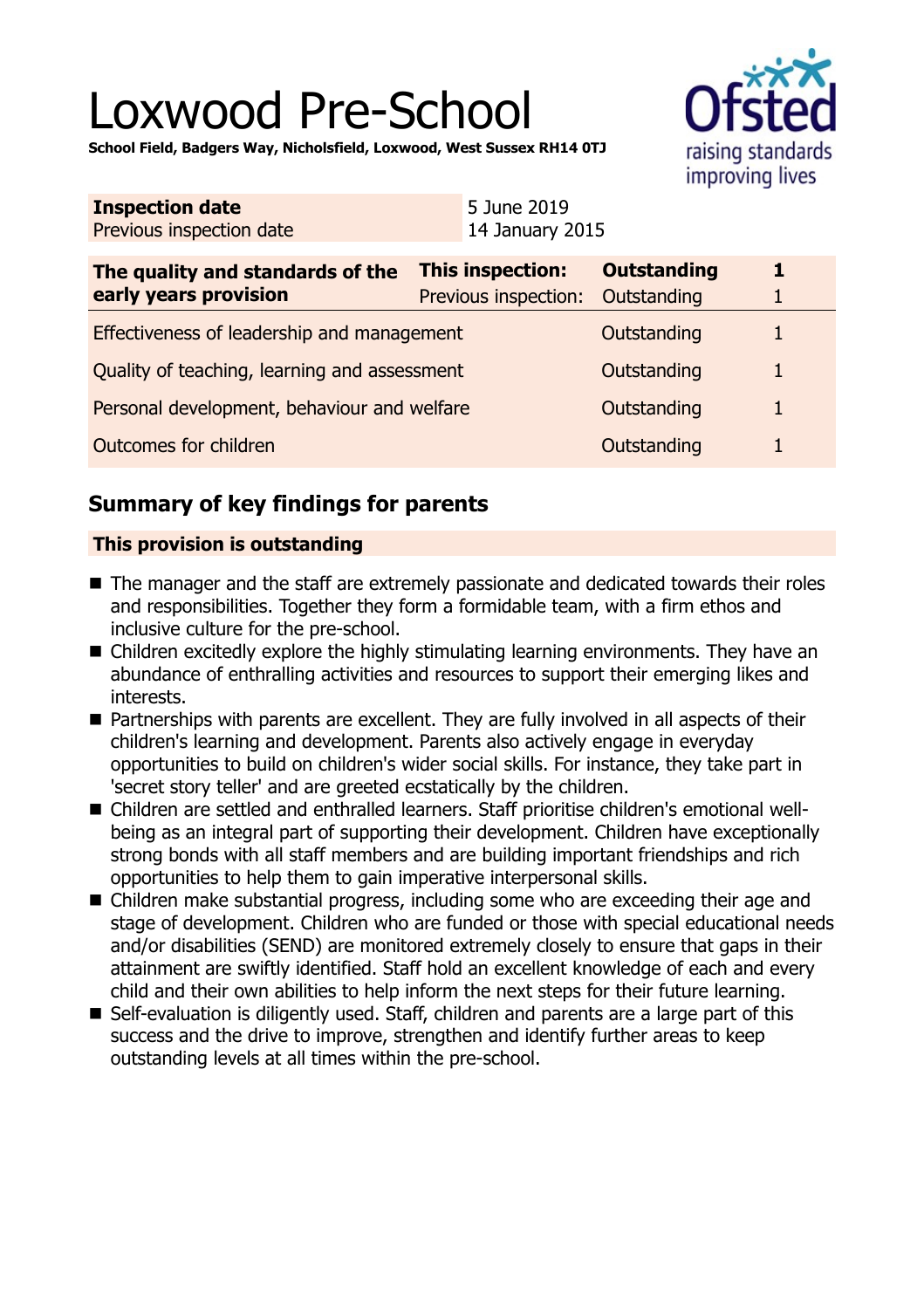# Loxwood Pre-School

**School Field, Badgers Way, Nicholsfield, Loxwood, West Sussex RH14 0TJ**

| | |
|---|---|
| **Inspection date** | 5 June 2019 |
| Previous inspection date | 14 January 2015 |

| | | | |
|---|---|---|---|
| **The quality and standards of the early years provision** | **This inspection:** | **Outstanding** | **1** |
| | Previous inspection: | Outstanding | 1 |
| Effectiveness of leadership and management | | Outstanding | 1 |
| Quality of teaching, learning and assessment | | Outstanding | 1 |
| Personal development, behaviour and welfare | | Outstanding | 1 |
| Outcomes for children | | Outstanding | 1 |

## Summary of key findings for parents

**This provision is outstanding**

- The manager and the staff are extremely passionate and dedicated towards their roles and responsibilities. Together they form a formidable team, with a firm ethos and inclusive culture for the pre-school.
- Children excitedly explore the highly stimulating learning environments. They have an abundance of enthralling activities and resources to support their emerging likes and interests.
- Partnerships with parents are excellent. They are fully involved in all aspects of their children's learning and development. Parents also actively engage in everyday opportunities to build on children's wider social skills. For instance, they take part in 'secret story teller' and are greeted ecstatically by the children.
- Children are settled and enthralled learners. Staff prioritise children's emotional well-being as an integral part of supporting their development. Children have exceptionally strong bonds with all staff members and are building important friendships and rich opportunities to help them to gain imperative interpersonal skills.
- Children make substantial progress, including some who are exceeding their age and stage of development. Children who are funded or those with special educational needs and/or disabilities (SEND) are monitored extremely closely to ensure that gaps in their attainment are swiftly identified. Staff hold an excellent knowledge of each and every child and their own abilities to help inform the next steps for their future learning.
- Self-evaluation is diligently used. Staff, children and parents are a large part of this success and the drive to improve, strengthen and identify further areas to keep outstanding levels at all times within the pre-school.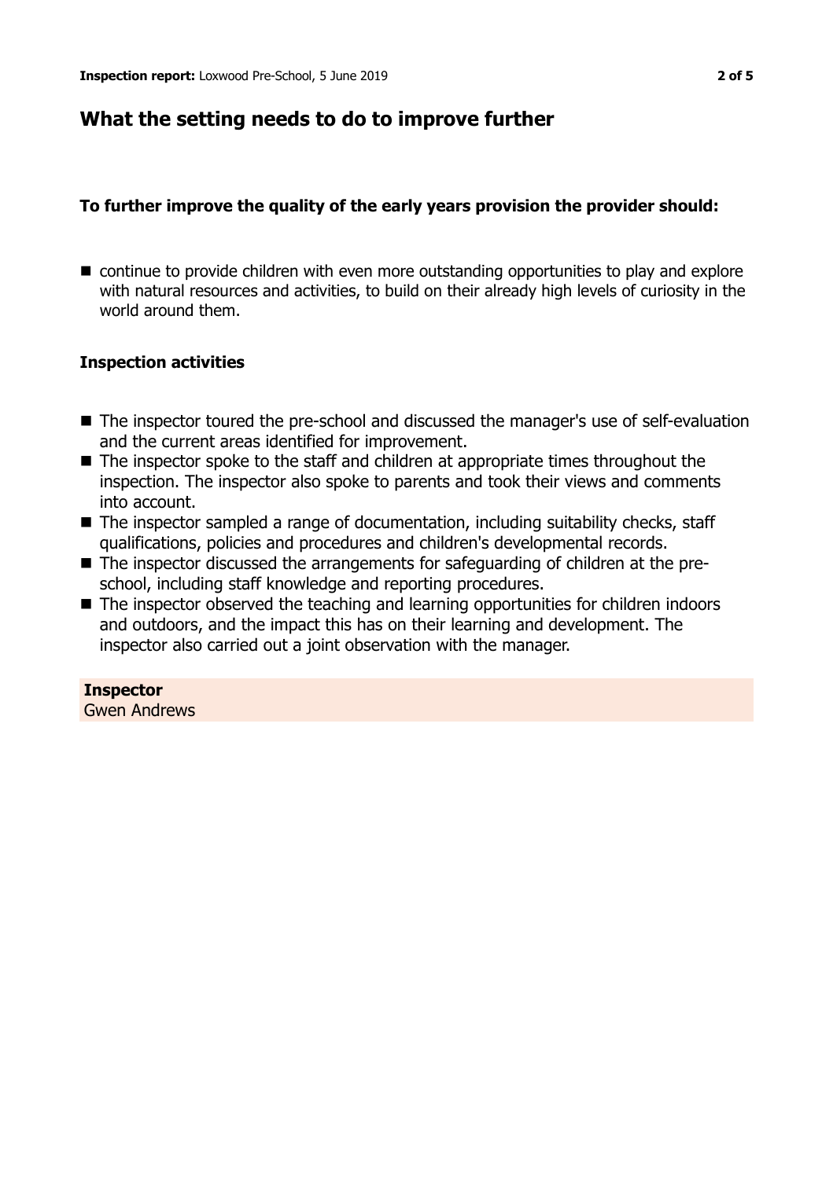## What the setting needs to do to improve further

**To further improve the quality of the early years provision the provider should:**

- continue to provide children with even more outstanding opportunities to play and explore with natural resources and activities, to build on their already high levels of curiosity in the world around them.

**Inspection activities**

- The inspector toured the pre-school and discussed the manager's use of self-evaluation and the current areas identified for improvement.
- The inspector spoke to the staff and children at appropriate times throughout the inspection. The inspector also spoke to parents and took their views and comments into account.
- The inspector sampled a range of documentation, including suitability checks, staff qualifications, policies and procedures and children's developmental records.
- The inspector discussed the arrangements for safeguarding of children at the pre-school, including staff knowledge and reporting procedures.
- The inspector observed the teaching and learning opportunities for children indoors and outdoors, and the impact this has on their learning and development. The inspector also carried out a joint observation with the manager.

**Inspector**
Gwen Andrews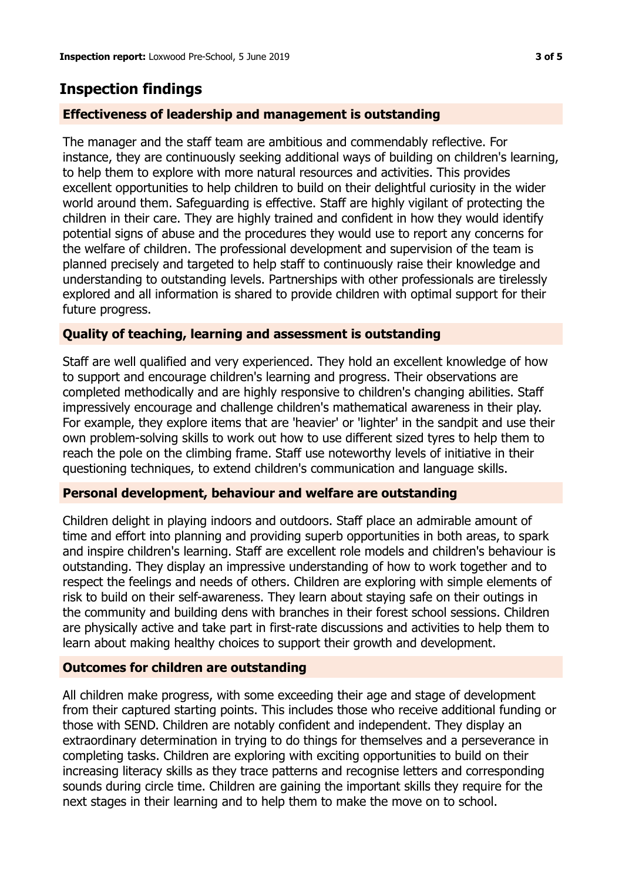## Inspection findings

### Effectiveness of leadership and management is outstanding

The manager and the staff team are ambitious and commendably reflective. For instance, they are continuously seeking additional ways of building on children's learning, to help them to explore with more natural resources and activities. This provides excellent opportunities to help children to build on their delightful curiosity in the wider world around them. Safeguarding is effective. Staff are highly vigilant of protecting the children in their care. They are highly trained and confident in how they would identify potential signs of abuse and the procedures they would use to report any concerns for the welfare of children. The professional development and supervision of the team is planned precisely and targeted to help staff to continuously raise their knowledge and understanding to outstanding levels. Partnerships with other professionals are tirelessly explored and all information is shared to provide children with optimal support for their future progress.

### Quality of teaching, learning and assessment is outstanding

Staff are well qualified and very experienced. They hold an excellent knowledge of how to support and encourage children's learning and progress. Their observations are completed methodically and are highly responsive to children's changing abilities. Staff impressively encourage and challenge children's mathematical awareness in their play. For example, they explore items that are 'heavier' or 'lighter' in the sandpit and use their own problem-solving skills to work out how to use different sized tyres to help them to reach the pole on the climbing frame. Staff use noteworthy levels of initiative in their questioning techniques, to extend children's communication and language skills.

### Personal development, behaviour and welfare are outstanding

Children delight in playing indoors and outdoors. Staff place an admirable amount of time and effort into planning and providing superb opportunities in both areas, to spark and inspire children's learning. Staff are excellent role models and children's behaviour is outstanding. They display an impressive understanding of how to work together and to respect the feelings and needs of others. Children are exploring with simple elements of risk to build on their self-awareness. They learn about staying safe on their outings in the community and building dens with branches in their forest school sessions. Children are physically active and take part in first-rate discussions and activities to help them to learn about making healthy choices to support their growth and development.

### Outcomes for children are outstanding

All children make progress, with some exceeding their age and stage of development from their captured starting points. This includes those who receive additional funding or those with SEND. Children are notably confident and independent. They display an extraordinary determination in trying to do things for themselves and a perseverance in completing tasks. Children are exploring with exciting opportunities to build on their increasing literacy skills as they trace patterns and recognise letters and corresponding sounds during circle time. Children are gaining the important skills they require for the next stages in their learning and to help them to make the move on to school.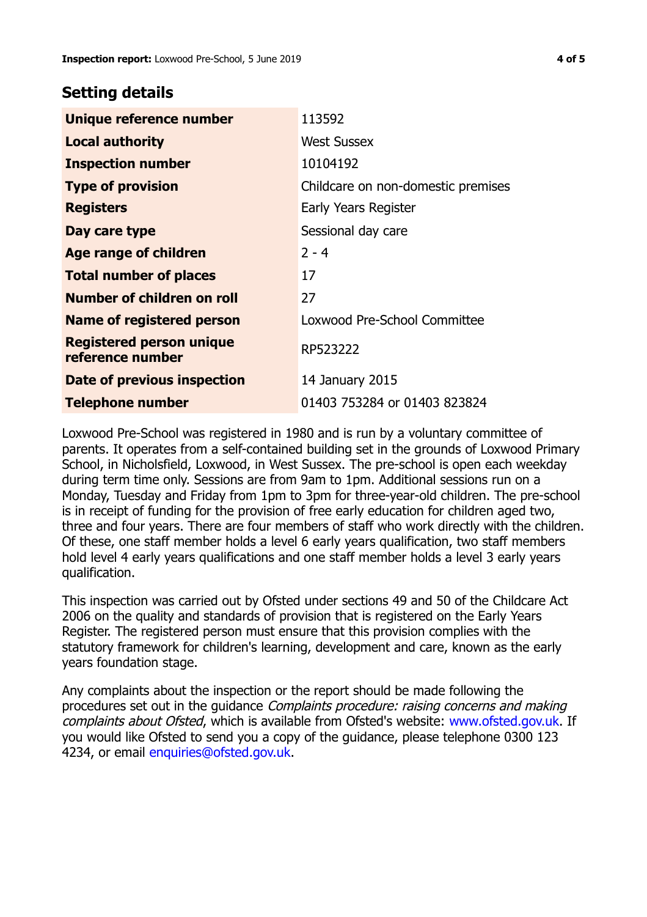## Setting details

| | |
|---|---|
| **Unique reference number** | 113592 |
| **Local authority** | West Sussex |
| **Inspection number** | 10104192 |
| **Type of provision** | Childcare on non-domestic premises |
| **Registers** | Early Years Register |
| **Day care type** | Sessional day care |
| **Age range of children** | 2 - 4 |
| **Total number of places** | 17 |
| **Number of children on roll** | 27 |
| **Name of registered person** | Loxwood Pre-School Committee |
| **Registered person unique reference number** | RP523222 |
| **Date of previous inspection** | 14 January 2015 |
| **Telephone number** | 01403 753284 or 01403 823824 |

Loxwood Pre-School was registered in 1980 and is run by a voluntary committee of parents. It operates from a self-contained building set in the grounds of Loxwood Primary School, in Nicholsfield, Loxwood, in West Sussex. The pre-school is open each weekday during term time only. Sessions are from 9am to 1pm. Additional sessions run on a Monday, Tuesday and Friday from 1pm to 3pm for three-year-old children. The pre-school is in receipt of funding for the provision of free early education for children aged two, three and four years. There are four members of staff who work directly with the children. Of these, one staff member holds a level 6 early years qualification, two staff members hold level 4 early years qualifications and one staff member holds a level 3 early years qualification.

This inspection was carried out by Ofsted under sections 49 and 50 of the Childcare Act 2006 on the quality and standards of provision that is registered on the Early Years Register. The registered person must ensure that this provision complies with the statutory framework for children's learning, development and care, known as the early years foundation stage.

Any complaints about the inspection or the report should be made following the procedures set out in the guidance *Complaints procedure: raising concerns and making complaints about Ofsted*, which is available from Ofsted's website: www.ofsted.gov.uk. If you would like Ofsted to send you a copy of the guidance, please telephone 0300 123 4234, or email enquiries@ofsted.gov.uk.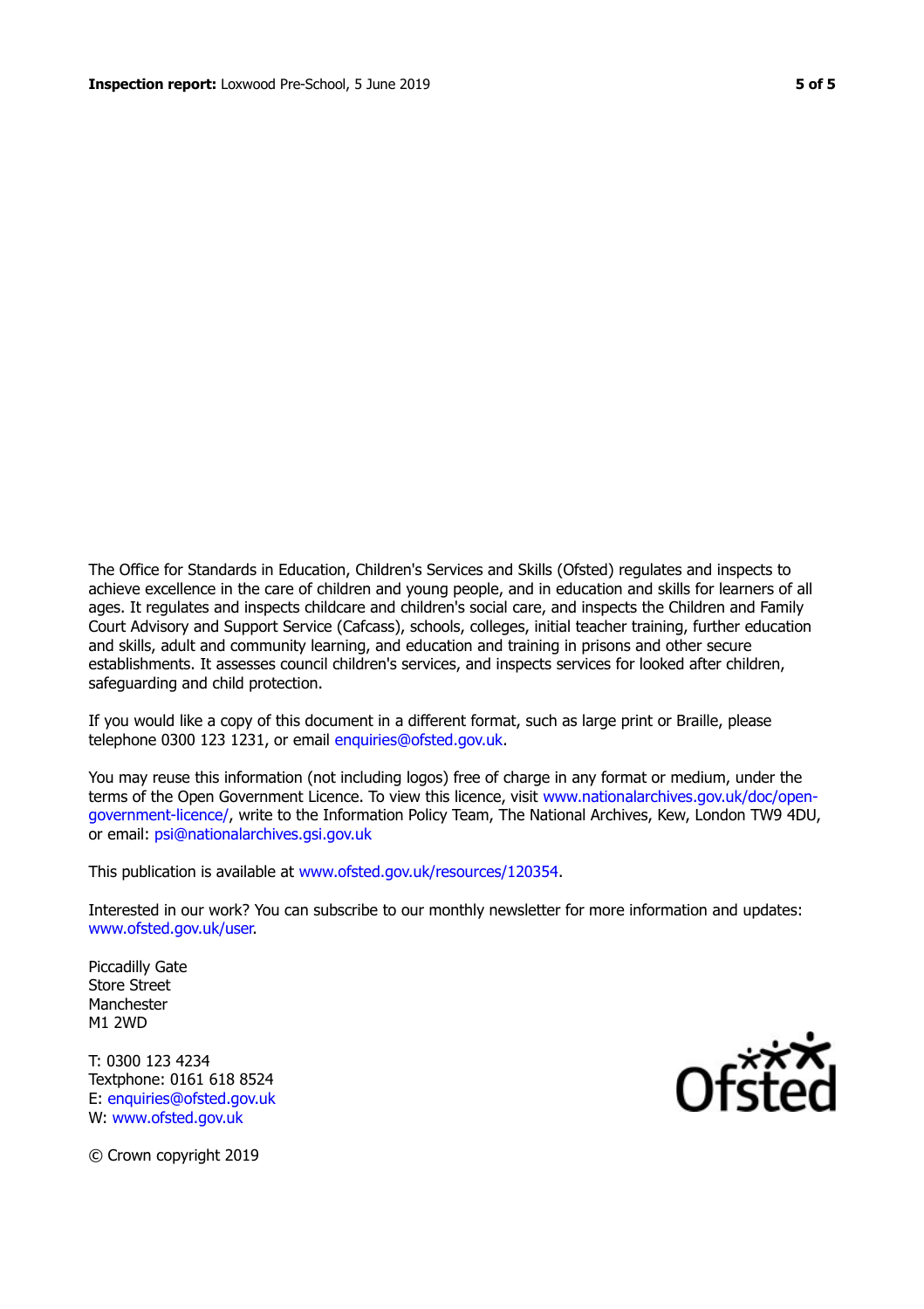The Office for Standards in Education, Children's Services and Skills (Ofsted) regulates and inspects to achieve excellence in the care of children and young people, and in education and skills for learners of all ages. It regulates and inspects childcare and children's social care, and inspects the Children and Family Court Advisory and Support Service (Cafcass), schools, colleges, initial teacher training, further education and skills, adult and community learning, and education and training in prisons and other secure establishments. It assesses council children's services, and inspects services for looked after children, safeguarding and child protection.

If you would like a copy of this document in a different format, such as large print or Braille, please telephone 0300 123 1231, or email enquiries@ofsted.gov.uk.

You may reuse this information (not including logos) free of charge in any format or medium, under the terms of the Open Government Licence. To view this licence, visit www.nationalarchives.gov.uk/doc/open-government-licence/, write to the Information Policy Team, The National Archives, Kew, London TW9 4DU, or email: psi@nationalarchives.gsi.gov.uk

This publication is available at www.ofsted.gov.uk/resources/120354.

Interested in our work? You can subscribe to our monthly newsletter for more information and updates: www.ofsted.gov.uk/user.

Piccadilly Gate
Store Street
Manchester
M1 2WD

T: 0300 123 4234
Textphone: 0161 618 8524
E: enquiries@ofsted.gov.uk
W: www.ofsted.gov.uk

© Crown copyright 2019